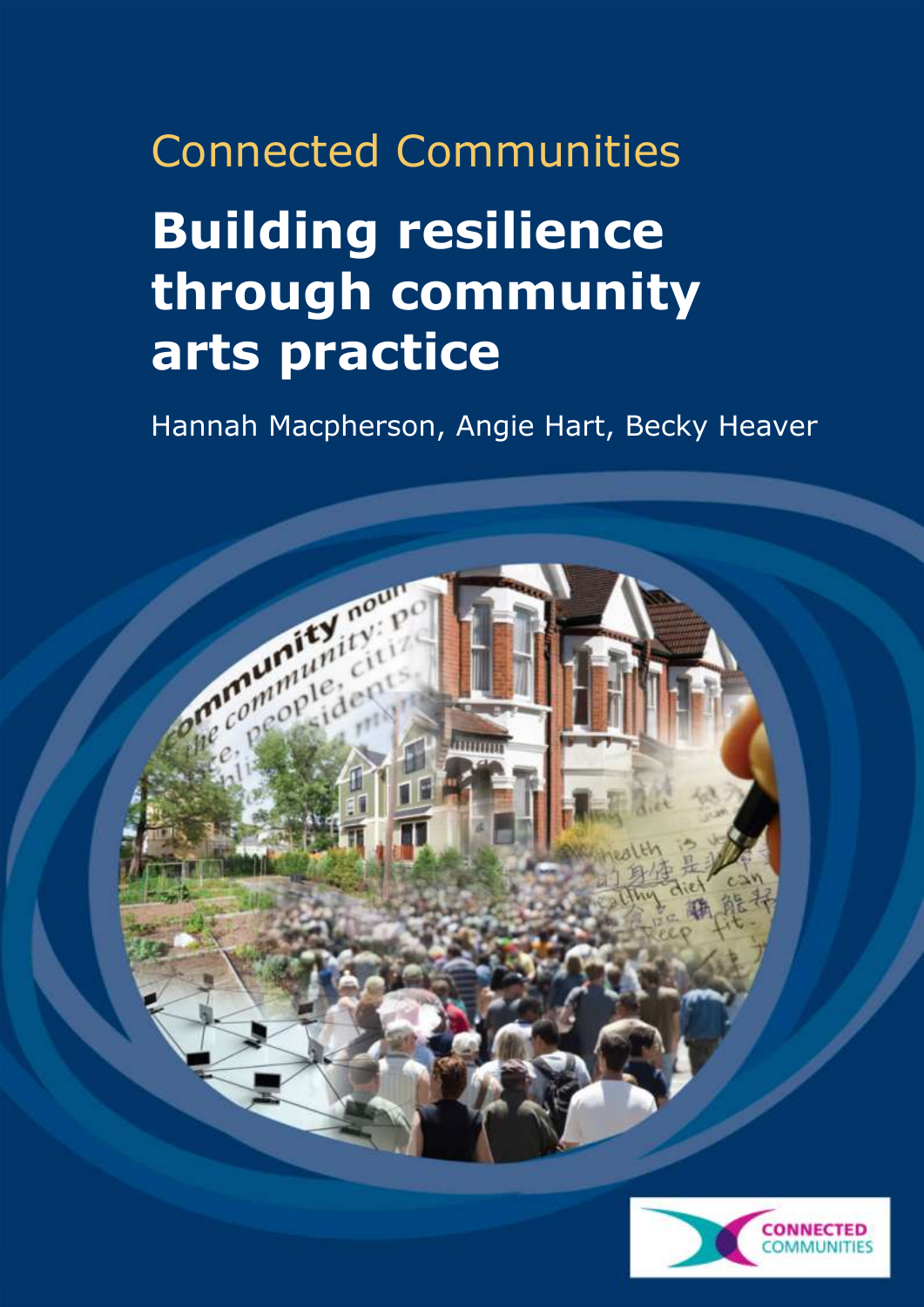Connected Communities

# Building resilience through community arts practice

Hannah Macpherson, Angie Hart, Becky Heaver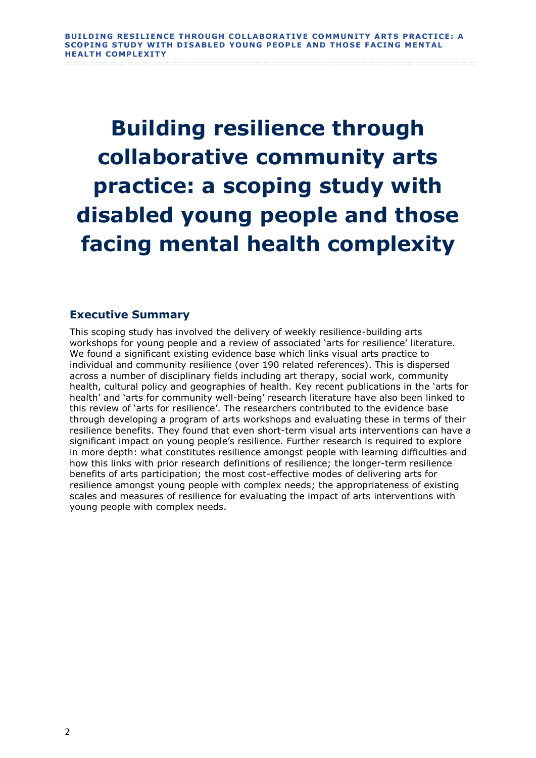# Building resilience through collaborative community arts practice: a scoping study with disabled young people and those facing mental health complexity

## Executive Summary

This scoping study has involved the delivery of weekly resilience-building arts workshops for young people and a review of associated 'arts for resilience' literature. We found a significant existing evidence base which links visual arts practice to individual and community resilience (over 190 related references). This is dispersed across a number of disciplinary fields including art therapy, social work, community health, cultural policy and geographies of health. Key recent publications in the 'arts for health' and 'arts for community well-being' research literature have also been linked to this review of 'arts for resilience'. The researchers contributed to the evidence base through developing a program of arts workshops and evaluating these in terms of their resilience benefits. They found that even short-term visual arts interventions can have a significant impact on young people's resilience. Further research is required to explore in more depth: what constitutes resilience amongst people with learning difficulties and how this links with prior research definitions of resilience; the longer-term resilience benefits of arts participation; the most cost-effective modes of delivering arts for resilience amongst young people with complex needs; the appropriateness of existing scales and measures of resilience for evaluating the impact of arts interventions with young people with complex needs.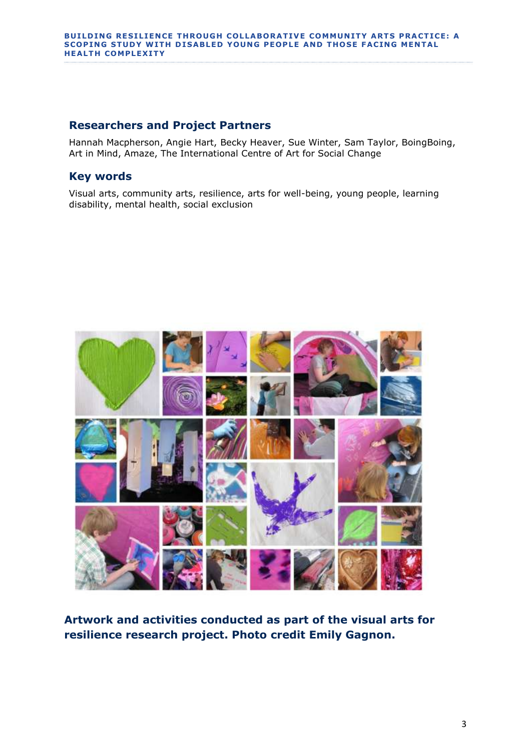## Researchers and Project Partners

Hannah Macpherson, Angie Hart, Becky Heaver, Sue Winter, Sam Taylor, BoingBoing, Art in Mind, Amaze, The International Centre of Art for Social Change

## Key words

Visual arts, community arts, resilience, arts for well-being, young people, learning disability, mental health, social exclusion

**Artwork and activities conducted as part of the visual arts for resilience research project. Photo credit Emily Gagnon.**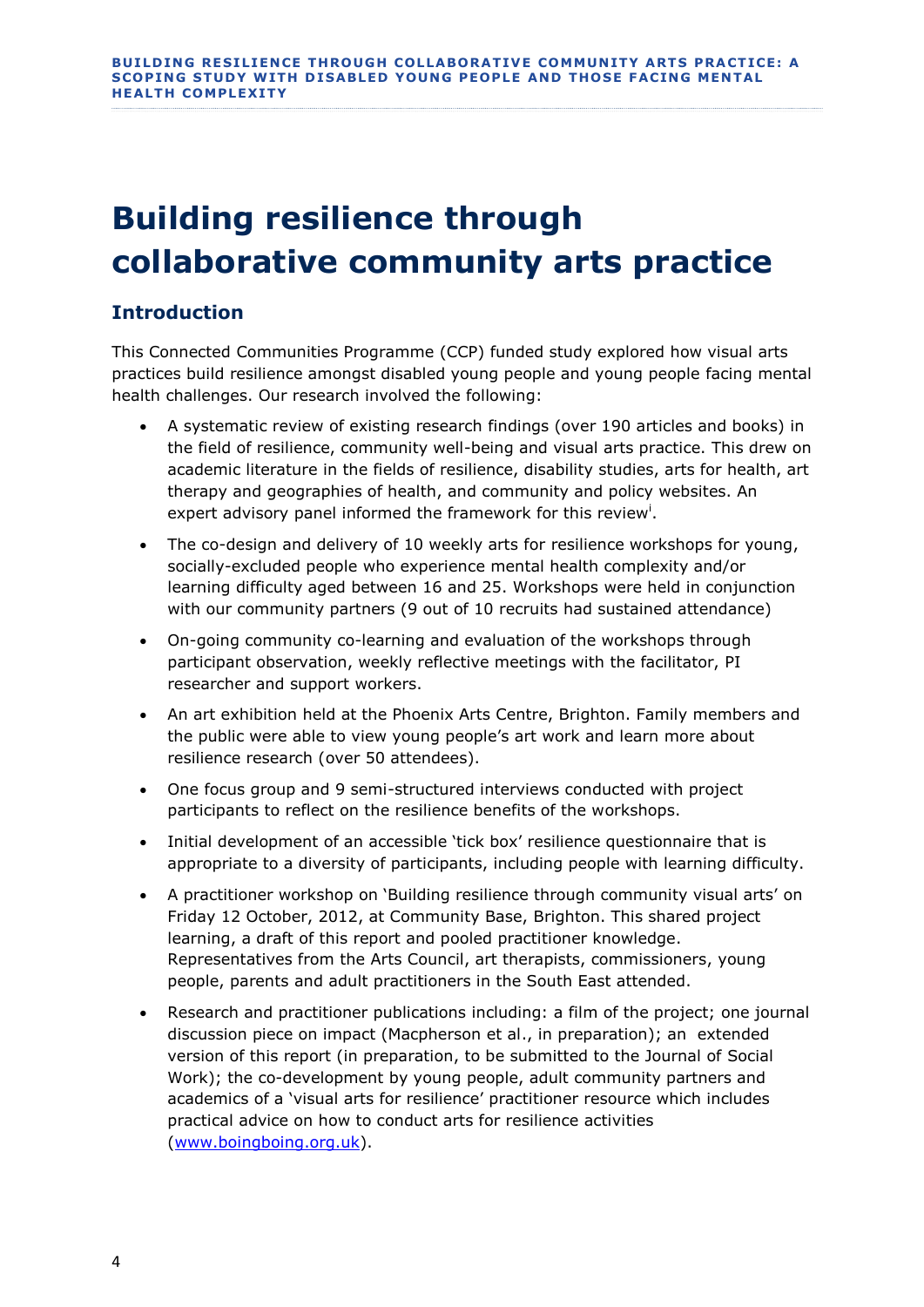# Building resilience through collaborative community arts practice

## Introduction

This Connected Communities Programme (CCP) funded study explored how visual arts practices build resilience amongst disabled young people and young people facing mental health challenges. Our research involved the following:

- A systematic review of existing research findings (over 190 articles and books) in the field of resilience, community well-being and visual arts practice. This drew on academic literature in the fields of resilience, disability studies, arts for health, art therapy and geographies of health, and community and policy websites. An expert advisory panel informed the framework for this review[i].
- The co-design and delivery of 10 weekly arts for resilience workshops for young, socially-excluded people who experience mental health complexity and/or learning difficulty aged between 16 and 25. Workshops were held in conjunction with our community partners (9 out of 10 recruits had sustained attendance)
- On-going community co-learning and evaluation of the workshops through participant observation, weekly reflective meetings with the facilitator, PI researcher and support workers.
- An art exhibition held at the Phoenix Arts Centre, Brighton. Family members and the public were able to view young people's art work and learn more about resilience research (over 50 attendees).
- One focus group and 9 semi-structured interviews conducted with project participants to reflect on the resilience benefits of the workshops.
- Initial development of an accessible 'tick box' resilience questionnaire that is appropriate to a diversity of participants, including people with learning difficulty.
- A practitioner workshop on 'Building resilience through community visual arts' on Friday 12 October, 2012, at Community Base, Brighton. This shared project learning, a draft of this report and pooled practitioner knowledge. Representatives from the Arts Council, art therapists, commissioners, young people, parents and adult practitioners in the South East attended.
- Research and practitioner publications including: a film of the project; one journal discussion piece on impact (Macpherson et al., in preparation); an extended version of this report (in preparation, to be submitted to the Journal of Social Work); the co-development by young people, adult community partners and academics of a 'visual arts for resilience' practitioner resource which includes practical advice on how to conduct arts for resilience activities (www.boingboing.org.uk).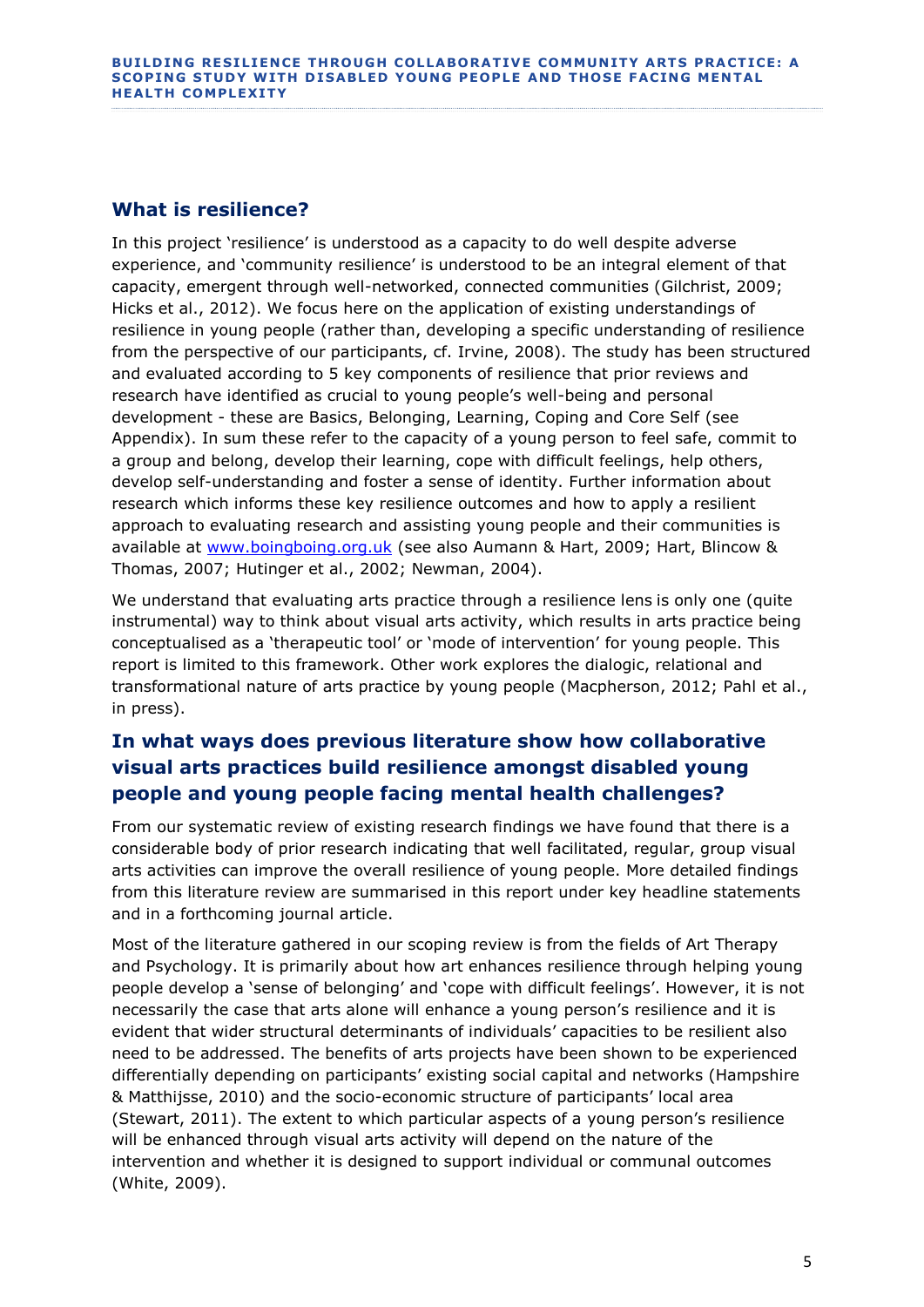## What is resilience?

In this project 'resilience' is understood as a capacity to do well despite adverse experience, and 'community resilience' is understood to be an integral element of that capacity, emergent through well-networked, connected communities (Gilchrist, 2009; Hicks et al., 2012). We focus here on the application of existing understandings of resilience in young people (rather than, developing a specific understanding of resilience from the perspective of our participants, cf. Irvine, 2008). The study has been structured and evaluated according to 5 key components of resilience that prior reviews and research have identified as crucial to young people's well-being and personal development - these are Basics, Belonging, Learning, Coping and Core Self (see Appendix). In sum these refer to the capacity of a young person to feel safe, commit to a group and belong, develop their learning, cope with difficult feelings, help others, develop self-understanding and foster a sense of identity. Further information about research which informs these key resilience outcomes and how to apply a resilient approach to evaluating research and assisting young people and their communities is available at [www.boingboing.org.uk](www.boingboing.org.uk) (see also Aumann & Hart, 2009; Hart, Blincow & Thomas, 2007; Hutinger et al., 2002; Newman, 2004).

We understand that evaluating arts practice through a resilience lens is only one (quite instrumental) way to think about visual arts activity, which results in arts practice being conceptualised as a 'therapeutic tool' or 'mode of intervention' for young people. This report is limited to this framework. Other work explores the dialogic, relational and transformational nature of arts practice by young people (Macpherson, 2012; Pahl et al., in press).

## In what ways does previous literature show how collaborative visual arts practices build resilience amongst disabled young people and young people facing mental health challenges?

From our systematic review of existing research findings we have found that there is a considerable body of prior research indicating that well facilitated, regular, group visual arts activities can improve the overall resilience of young people. More detailed findings from this literature review are summarised in this report under key headline statements and in a forthcoming journal article.

Most of the literature gathered in our scoping review is from the fields of Art Therapy and Psychology. It is primarily about how art enhances resilience through helping young people develop a 'sense of belonging' and 'cope with difficult feelings'. However, it is not necessarily the case that arts alone will enhance a young person's resilience and it is evident that wider structural determinants of individuals' capacities to be resilient also need to be addressed. The benefits of arts projects have been shown to be experienced differentially depending on participants' existing social capital and networks (Hampshire & Matthijsse, 2010) and the socio-economic structure of participants' local area (Stewart, 2011). The extent to which particular aspects of a young person's resilience will be enhanced through visual arts activity will depend on the nature of the intervention and whether it is designed to support individual or communal outcomes (White, 2009).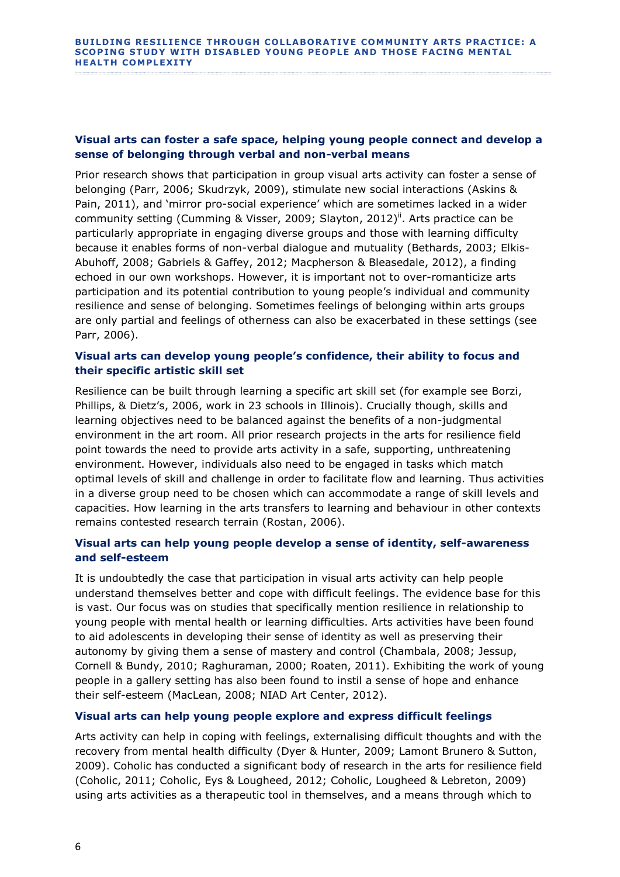### Visual arts can foster a safe space, helping young people connect and develop a sense of belonging through verbal and non-verbal means

Prior research shows that participation in group visual arts activity can foster a sense of belonging (Parr, 2006; Skudrzyk, 2009), stimulate new social interactions (Askins & Pain, 2011), and 'mirror pro-social experience' which are sometimes lacked in a wider community setting (Cumming & Visser, 2009; Slayton, 2012)[ii]. Arts practice can be particularly appropriate in engaging diverse groups and those with learning difficulty because it enables forms of non-verbal dialogue and mutuality (Bethards, 2003; Elkis-Abuhoff, 2008; Gabriels & Gaffey, 2012; Macpherson & Bleasedale, 2012), a finding echoed in our own workshops. However, it is important not to over-romanticize arts participation and its potential contribution to young people's individual and community resilience and sense of belonging. Sometimes feelings of belonging within arts groups are only partial and feelings of otherness can also be exacerbated in these settings (see Parr, 2006).

### Visual arts can develop young people's confidence, their ability to focus and their specific artistic skill set

Resilience can be built through learning a specific art skill set (for example see Borzi, Phillips, & Dietz's, 2006, work in 23 schools in Illinois). Crucially though, skills and learning objectives need to be balanced against the benefits of a non-judgmental environment in the art room. All prior research projects in the arts for resilience field point towards the need to provide arts activity in a safe, supporting, unthreatening environment. However, individuals also need to be engaged in tasks which match optimal levels of skill and challenge in order to facilitate flow and learning. Thus activities in a diverse group need to be chosen which can accommodate a range of skill levels and capacities. How learning in the arts transfers to learning and behaviour in other contexts remains contested research terrain (Rostan, 2006).

### Visual arts can help young people develop a sense of identity, self-awareness and self-esteem

It is undoubtedly the case that participation in visual arts activity can help people understand themselves better and cope with difficult feelings. The evidence base for this is vast. Our focus was on studies that specifically mention resilience in relationship to young people with mental health or learning difficulties. Arts activities have been found to aid adolescents in developing their sense of identity as well as preserving their autonomy by giving them a sense of mastery and control (Chambala, 2008; Jessup, Cornell & Bundy, 2010; Raghuraman, 2000; Roaten, 2011). Exhibiting the work of young people in a gallery setting has also been found to instil a sense of hope and enhance their self-esteem (MacLean, 2008; NIAD Art Center, 2012).

### Visual arts can help young people explore and express difficult feelings

Arts activity can help in coping with feelings, externalising difficult thoughts and with the recovery from mental health difficulty (Dyer & Hunter, 2009; Lamont Brunero & Sutton, 2009). Coholic has conducted a significant body of research in the arts for resilience field (Coholic, 2011; Coholic, Eys & Lougheed, 2012; Coholic, Lougheed & Lebreton, 2009) using arts activities as a therapeutic tool in themselves, and a means through which to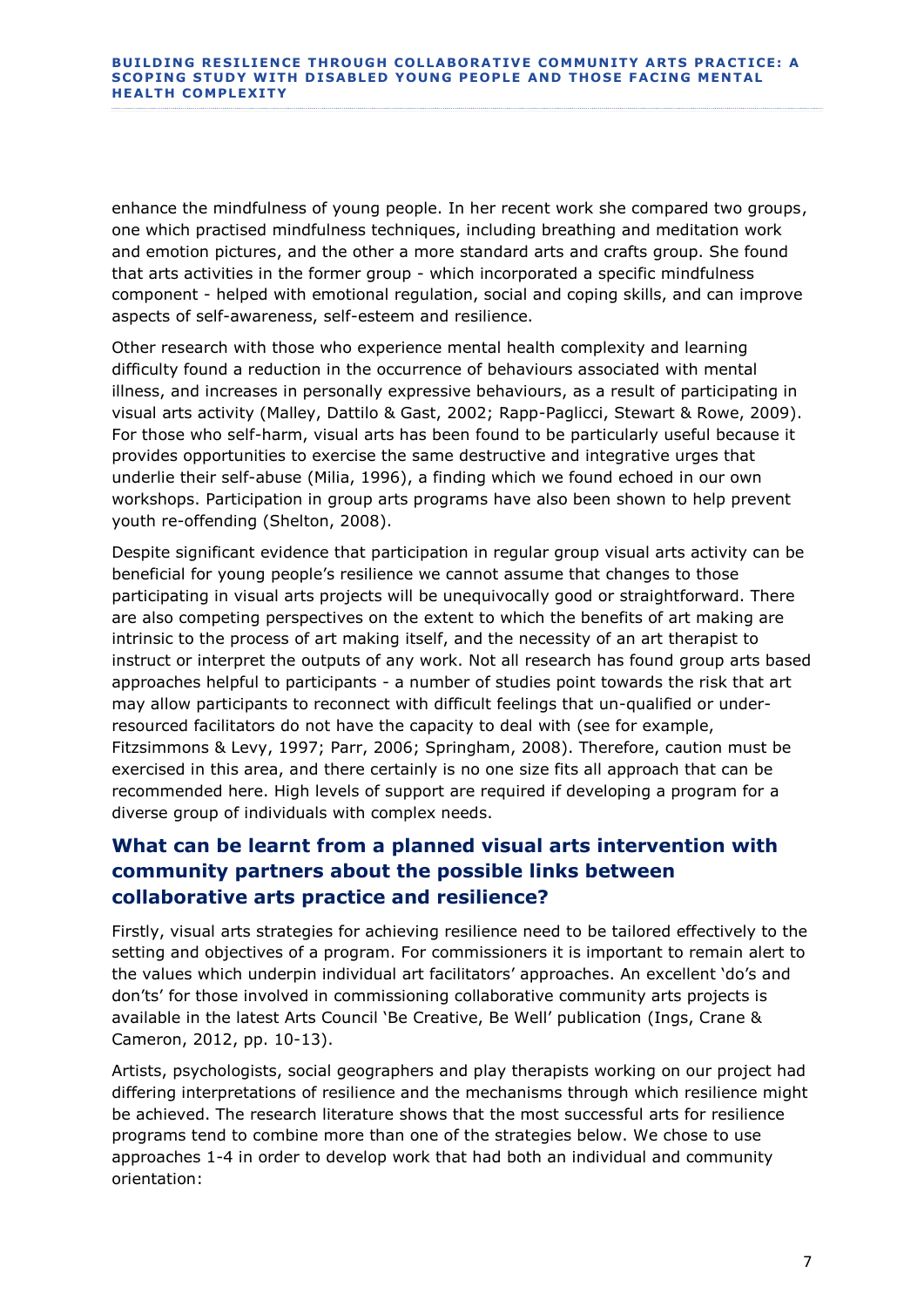enhance the mindfulness of young people. In her recent work she compared two groups, one which practised mindfulness techniques, including breathing and meditation work and emotion pictures, and the other a more standard arts and crafts group. She found that arts activities in the former group - which incorporated a specific mindfulness component - helped with emotional regulation, social and coping skills, and can improve aspects of self-awareness, self-esteem and resilience.

Other research with those who experience mental health complexity and learning difficulty found a reduction in the occurrence of behaviours associated with mental illness, and increases in personally expressive behaviours, as a result of participating in visual arts activity (Malley, Dattilo & Gast, 2002; Rapp-Paglicci, Stewart & Rowe, 2009). For those who self-harm, visual arts has been found to be particularly useful because it provides opportunities to exercise the same destructive and integrative urges that underlie their self-abuse (Milia, 1996), a finding which we found echoed in our own workshops. Participation in group arts programs have also been shown to help prevent youth re-offending (Shelton, 2008).

Despite significant evidence that participation in regular group visual arts activity can be beneficial for young people's resilience we cannot assume that changes to those participating in visual arts projects will be unequivocally good or straightforward. There are also competing perspectives on the extent to which the benefits of art making are intrinsic to the process of art making itself, and the necessity of an art therapist to instruct or interpret the outputs of any work. Not all research has found group arts based approaches helpful to participants - a number of studies point towards the risk that art may allow participants to reconnect with difficult feelings that un-qualified or under-resourced facilitators do not have the capacity to deal with (see for example, Fitzsimmons & Levy, 1997; Parr, 2006; Springham, 2008). Therefore, caution must be exercised in this area, and there certainly is no one size fits all approach that can be recommended here. High levels of support are required if developing a program for a diverse group of individuals with complex needs.

## What can be learnt from a planned visual arts intervention with community partners about the possible links between collaborative arts practice and resilience?

Firstly, visual arts strategies for achieving resilience need to be tailored effectively to the setting and objectives of a program. For commissioners it is important to remain alert to the values which underpin individual art facilitators' approaches. An excellent 'do's and don'ts' for those involved in commissioning collaborative community arts projects is available in the latest Arts Council 'Be Creative, Be Well' publication (Ings, Crane & Cameron, 2012, pp. 10-13).

Artists, psychologists, social geographers and play therapists working on our project had differing interpretations of resilience and the mechanisms through which resilience might be achieved. The research literature shows that the most successful arts for resilience programs tend to combine more than one of the strategies below. We chose to use approaches 1-4 in order to develop work that had both an individual and community orientation: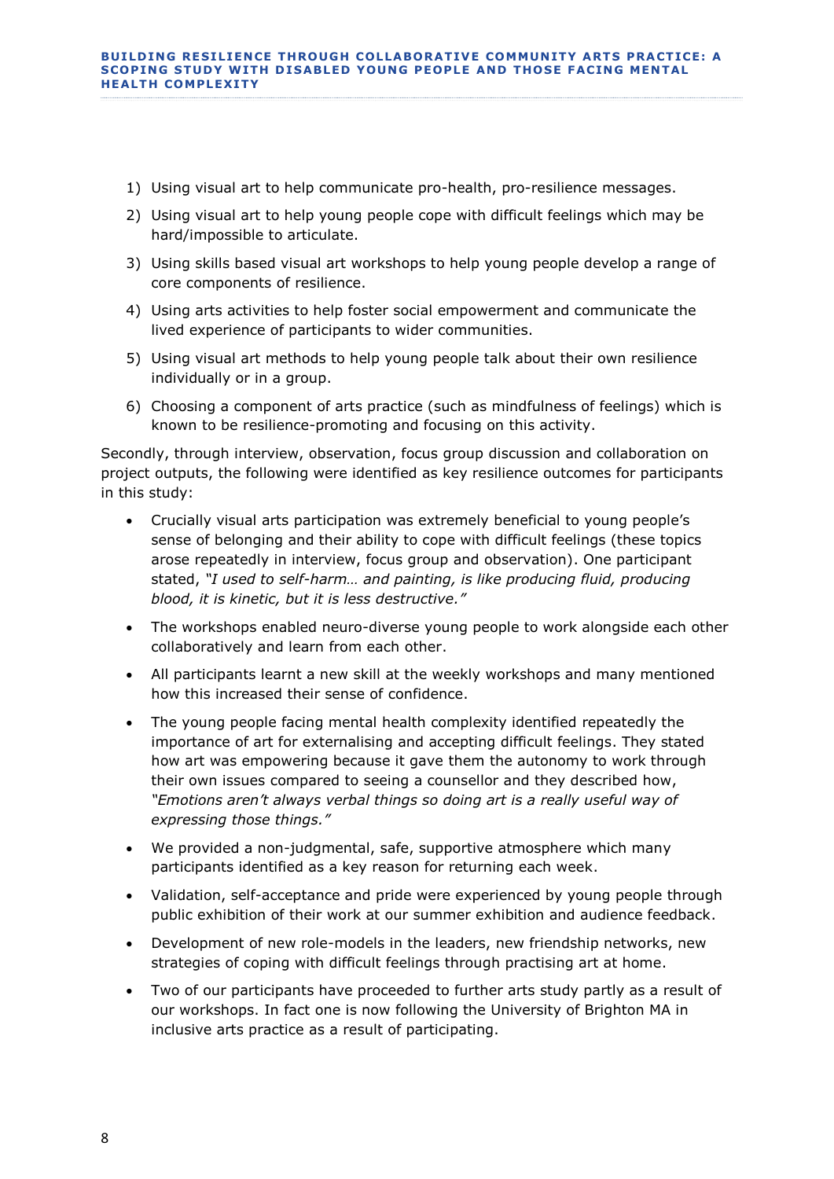1) Using visual art to help communicate pro-health, pro-resilience messages.
2) Using visual art to help young people cope with difficult feelings which may be hard/impossible to articulate.
3) Using skills based visual art workshops to help young people develop a range of core components of resilience.
4) Using arts activities to help foster social empowerment and communicate the lived experience of participants to wider communities.
5) Using visual art methods to help young people talk about their own resilience individually or in a group.
6) Choosing a component of arts practice (such as mindfulness of feelings) which is known to be resilience-promoting and focusing on this activity.

Secondly, through interview, observation, focus group discussion and collaboration on project outputs, the following were identified as key resilience outcomes for participants in this study:

- Crucially visual arts participation was extremely beneficial to young people's sense of belonging and their ability to cope with difficult feelings (these topics arose repeatedly in interview, focus group and observation). One participant stated, *"I used to self-harm… and painting, is like producing fluid, producing blood, it is kinetic, but it is less destructive."*
- The workshops enabled neuro-diverse young people to work alongside each other collaboratively and learn from each other.
- All participants learnt a new skill at the weekly workshops and many mentioned how this increased their sense of confidence.
- The young people facing mental health complexity identified repeatedly the importance of art for externalising and accepting difficult feelings. They stated how art was empowering because it gave them the autonomy to work through their own issues compared to seeing a counsellor and they described how, *"Emotions aren't always verbal things so doing art is a really useful way of expressing those things."*
- We provided a non-judgmental, safe, supportive atmosphere which many participants identified as a key reason for returning each week.
- Validation, self-acceptance and pride were experienced by young people through public exhibition of their work at our summer exhibition and audience feedback.
- Development of new role-models in the leaders, new friendship networks, new strategies of coping with difficult feelings through practising art at home.
- Two of our participants have proceeded to further arts study partly as a result of our workshops. In fact one is now following the University of Brighton MA in inclusive arts practice as a result of participating.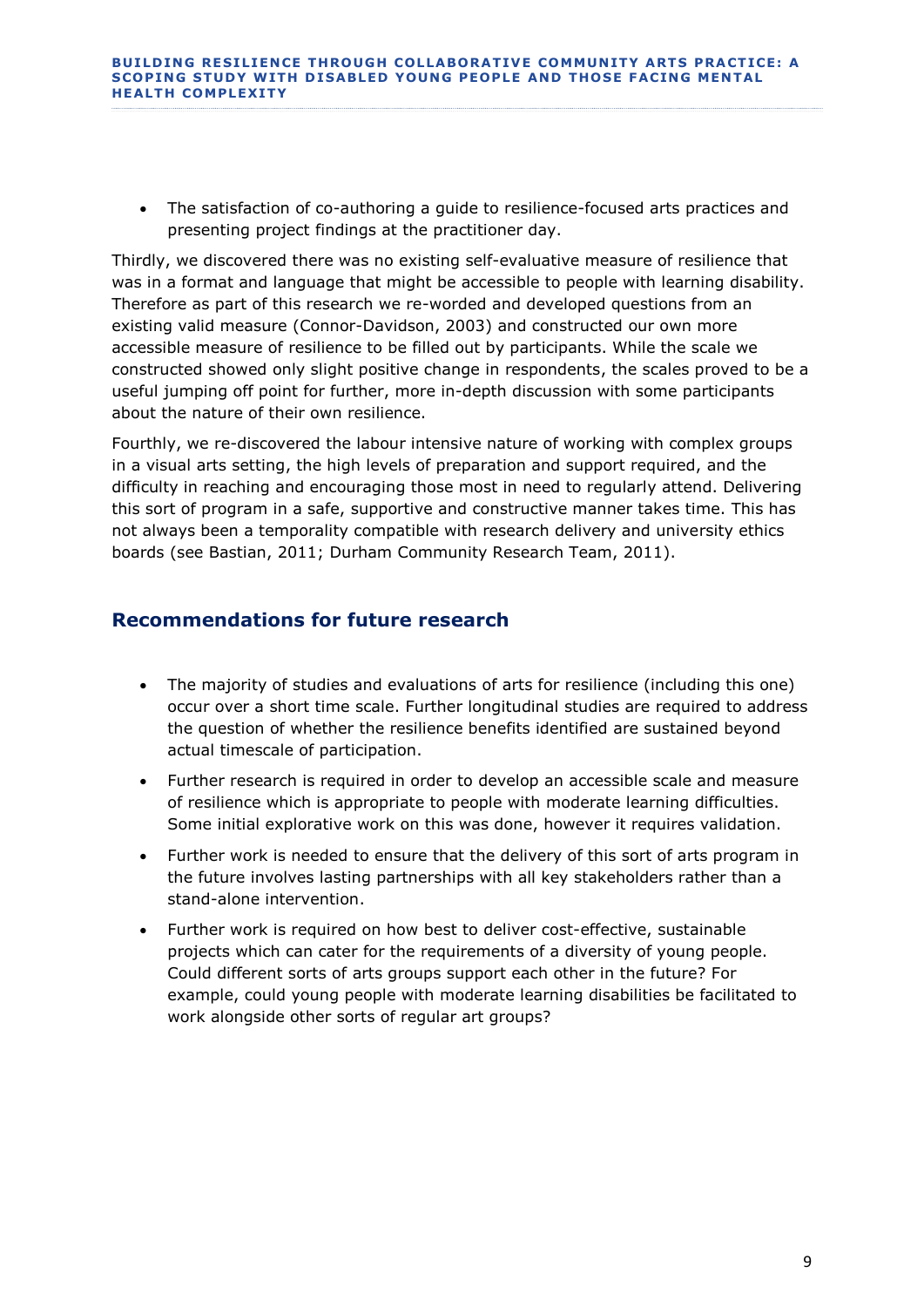- The satisfaction of co-authoring a guide to resilience-focused arts practices and presenting project findings at the practitioner day.

Thirdly, we discovered there was no existing self-evaluative measure of resilience that was in a format and language that might be accessible to people with learning disability. Therefore as part of this research we re-worded and developed questions from an existing valid measure (Connor-Davidson, 2003) and constructed our own more accessible measure of resilience to be filled out by participants. While the scale we constructed showed only slight positive change in respondents, the scales proved to be a useful jumping off point for further, more in-depth discussion with some participants about the nature of their own resilience.

Fourthly, we re-discovered the labour intensive nature of working with complex groups in a visual arts setting, the high levels of preparation and support required, and the difficulty in reaching and encouraging those most in need to regularly attend. Delivering this sort of program in a safe, supportive and constructive manner takes time. This has not always been a temporality compatible with research delivery and university ethics boards (see Bastian, 2011; Durham Community Research Team, 2011).

## Recommendations for future research

- The majority of studies and evaluations of arts for resilience (including this one) occur over a short time scale. Further longitudinal studies are required to address the question of whether the resilience benefits identified are sustained beyond actual timescale of participation.
- Further research is required in order to develop an accessible scale and measure of resilience which is appropriate to people with moderate learning difficulties. Some initial explorative work on this was done, however it requires validation.
- Further work is needed to ensure that the delivery of this sort of arts program in the future involves lasting partnerships with all key stakeholders rather than a stand-alone intervention.
- Further work is required on how best to deliver cost-effective, sustainable projects which can cater for the requirements of a diversity of young people. Could different sorts of arts groups support each other in the future? For example, could young people with moderate learning disabilities be facilitated to work alongside other sorts of regular art groups?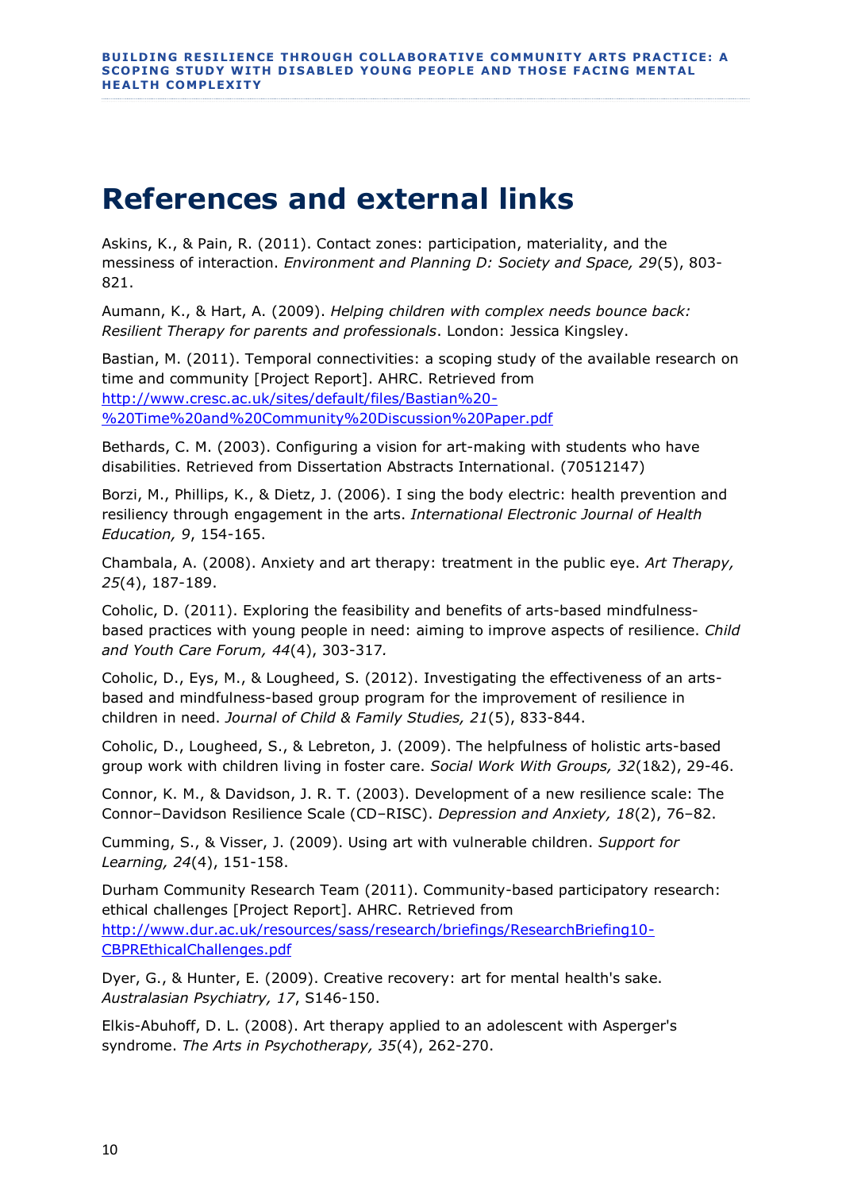# References and external links

Askins, K., & Pain, R. (2011). Contact zones: participation, materiality, and the messiness of interaction. *Environment and Planning D: Society and Space, 29*(5), 803-821.

Aumann, K., & Hart, A. (2009). *Helping children with complex needs bounce back: Resilient Therapy for parents and professionals*. London: Jessica Kingsley.

Bastian, M. (2011). Temporal connectivities: a scoping study of the available research on time and community [Project Report]. AHRC. Retrieved from [http://www.cresc.ac.uk/sites/default/files/Bastian%20-%20Time%20and%20Community%20Discussion%20Paper.pdf](http://www.cresc.ac.uk/sites/default/files/Bastian%20-%20Time%20and%20Community%20Discussion%20Paper.pdf)

Bethards, C. M. (2003). Configuring a vision for art-making with students who have disabilities. Retrieved from Dissertation Abstracts International. (70512147)

Borzi, M., Phillips, K., & Dietz, J. (2006). I sing the body electric: health prevention and resiliency through engagement in the arts. *International Electronic Journal of Health Education, 9*, 154-165.

Chambala, A. (2008). Anxiety and art therapy: treatment in the public eye. *Art Therapy, 25*(4), 187-189.

Coholic, D. (2011). Exploring the feasibility and benefits of arts-based mindfulness-based practices with young people in need: aiming to improve aspects of resilience. *Child and Youth Care Forum, 44*(4), 303-317.

Coholic, D., Eys, M., & Lougheed, S. (2012). Investigating the effectiveness of an arts-based and mindfulness-based group program for the improvement of resilience in children in need. *Journal of Child & Family Studies, 21*(5), 833-844.

Coholic, D., Lougheed, S., & Lebreton, J. (2009). The helpfulness of holistic arts-based group work with children living in foster care. *Social Work With Groups, 32*(1&2), 29-46.

Connor, K. M., & Davidson, J. R. T. (2003). Development of a new resilience scale: The Connor–Davidson Resilience Scale (CD–RISC). *Depression and Anxiety, 18*(2), 76–82.

Cumming, S., & Visser, J. (2009). Using art with vulnerable children. *Support for Learning, 24*(4), 151-158.

Durham Community Research Team (2011). Community-based participatory research: ethical challenges [Project Report]. AHRC. Retrieved from [http://www.dur.ac.uk/resources/sass/research/briefings/ResearchBriefing10-CBPREthicalChallenges.pdf](http://www.dur.ac.uk/resources/sass/research/briefings/ResearchBriefing10-CBPREthicalChallenges.pdf)

Dyer, G., & Hunter, E. (2009). Creative recovery: art for mental health's sake. *Australasian Psychiatry, 17*, S146-150.

Elkis-Abuhoff, D. L. (2008). Art therapy applied to an adolescent with Asperger's syndrome. *The Arts in Psychotherapy, 35*(4), 262-270.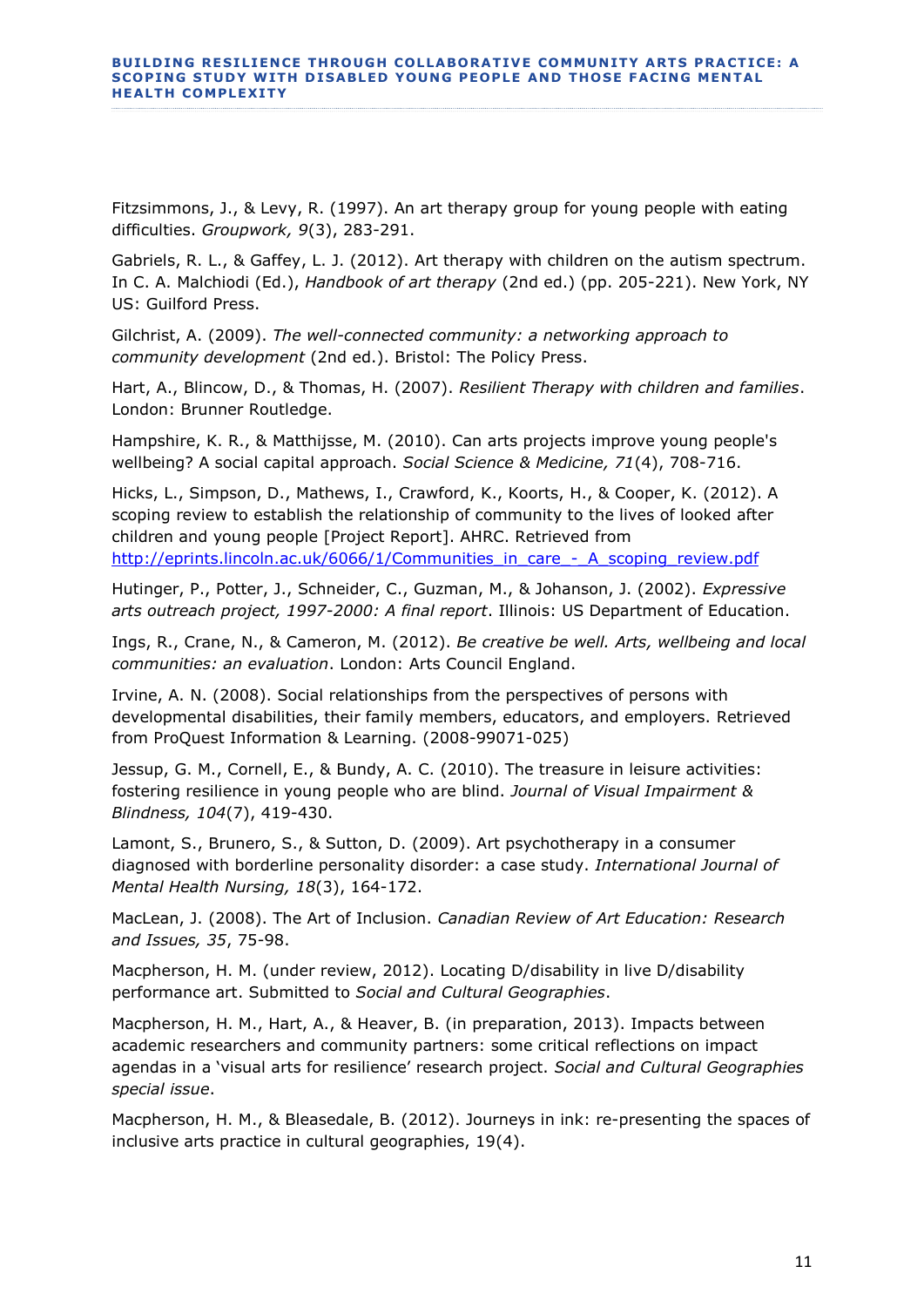Fitzsimmons, J., & Levy, R. (1997). An art therapy group for young people with eating difficulties. *Groupwork, 9*(3), 283-291.

Gabriels, R. L., & Gaffey, L. J. (2012). Art therapy with children on the autism spectrum. In C. A. Malchiodi (Ed.), *Handbook of art therapy* (2nd ed.) (pp. 205-221). New York, NY US: Guilford Press.

Gilchrist, A. (2009). *The well-connected community: a networking approach to community development* (2nd ed.). Bristol: The Policy Press.

Hart, A., Blincow, D., & Thomas, H. (2007). *Resilient Therapy with children and families*. London: Brunner Routledge.

Hampshire, K. R., & Matthijsse, M. (2010). Can arts projects improve young people's wellbeing? A social capital approach. *Social Science & Medicine, 71*(4), 708-716.

Hicks, L., Simpson, D., Mathews, I., Crawford, K., Koorts, H., & Cooper, K. (2012). A scoping review to establish the relationship of community to the lives of looked after children and young people [Project Report]. AHRC. Retrieved from http://eprints.lincoln.ac.uk/6066/1/Communities_in_care_-_A_scoping_review.pdf

Hutinger, P., Potter, J., Schneider, C., Guzman, M., & Johanson, J. (2002). *Expressive arts outreach project, 1997-2000: A final report*. Illinois: US Department of Education.

Ings, R., Crane, N., & Cameron, M. (2012). *Be creative be well. Arts, wellbeing and local communities: an evaluation*. London: Arts Council England.

Irvine, A. N. (2008). Social relationships from the perspectives of persons with developmental disabilities, their family members, educators, and employers. Retrieved from ProQuest Information & Learning. (2008-99071-025)

Jessup, G. M., Cornell, E., & Bundy, A. C. (2010). The treasure in leisure activities: fostering resilience in young people who are blind. *Journal of Visual Impairment & Blindness, 104*(7), 419-430.

Lamont, S., Brunero, S., & Sutton, D. (2009). Art psychotherapy in a consumer diagnosed with borderline personality disorder: a case study. *International Journal of Mental Health Nursing, 18*(3), 164-172.

MacLean, J. (2008). The Art of Inclusion. *Canadian Review of Art Education: Research and Issues, 35*, 75-98.

Macpherson, H. M. (under review, 2012). Locating D/disability in live D/disability performance art. Submitted to *Social and Cultural Geographies*.

Macpherson, H. M., Hart, A., & Heaver, B. (in preparation, 2013). Impacts between academic researchers and community partners: some critical reflections on impact agendas in a 'visual arts for resilience' research project. *Social and Cultural Geographies special issue*.

Macpherson, H. M., & Bleasedale, B. (2012). Journeys in ink: re-presenting the spaces of inclusive arts practice in cultural geographies, 19(4).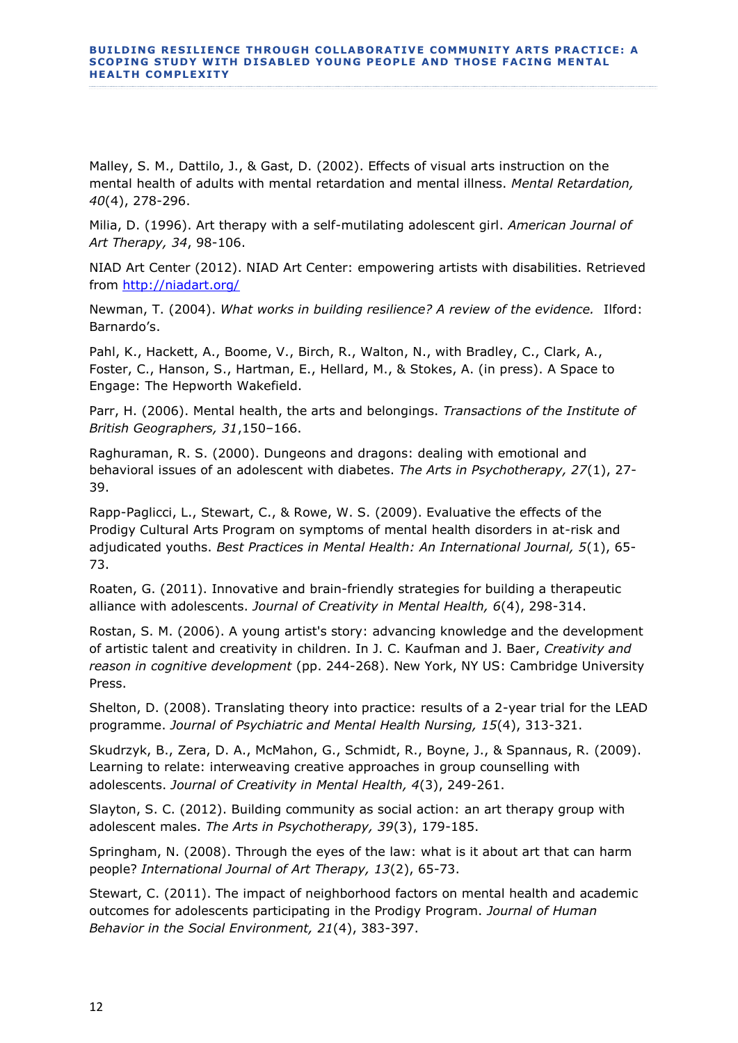Malley, S. M., Dattilo, J., & Gast, D. (2002). Effects of visual arts instruction on the mental health of adults with mental retardation and mental illness. *Mental Retardation, 40*(4), 278-296.

Milia, D. (1996). Art therapy with a self-mutilating adolescent girl. *American Journal of Art Therapy, 34*, 98-106.

NIAD Art Center (2012). NIAD Art Center: empowering artists with disabilities. Retrieved from http://niadart.org/

Newman, T. (2004). *What works in building resilience? A review of the evidence.* Ilford: Barnardo's.

Pahl, K., Hackett, A., Boome, V., Birch, R., Walton, N., with Bradley, C., Clark, A., Foster, C., Hanson, S., Hartman, E., Hellard, M., & Stokes, A. (in press). A Space to Engage: The Hepworth Wakefield.

Parr, H. (2006). Mental health, the arts and belongings. *Transactions of the Institute of British Geographers, 31*,150–166.

Raghuraman, R. S. (2000). Dungeons and dragons: dealing with emotional and behavioral issues of an adolescent with diabetes. *The Arts in Psychotherapy, 27*(1), 27-39.

Rapp-Paglicci, L., Stewart, C., & Rowe, W. S. (2009). Evaluative the effects of the Prodigy Cultural Arts Program on symptoms of mental health disorders in at-risk and adjudicated youths. *Best Practices in Mental Health: An International Journal, 5*(1), 65-73.

Roaten, G. (2011). Innovative and brain-friendly strategies for building a therapeutic alliance with adolescents. *Journal of Creativity in Mental Health, 6*(4), 298-314.

Rostan, S. M. (2006). A young artist's story: advancing knowledge and the development of artistic talent and creativity in children. In J. C. Kaufman and J. Baer, *Creativity and reason in cognitive development* (pp. 244-268). New York, NY US: Cambridge University Press.

Shelton, D. (2008). Translating theory into practice: results of a 2-year trial for the LEAD programme. *Journal of Psychiatric and Mental Health Nursing, 15*(4), 313-321.

Skudrzyk, B., Zera, D. A., McMahon, G., Schmidt, R., Boyne, J., & Spannaus, R. (2009). Learning to relate: interweaving creative approaches in group counselling with adolescents. *Journal of Creativity in Mental Health, 4*(3), 249-261.

Slayton, S. C. (2012). Building community as social action: an art therapy group with adolescent males. *The Arts in Psychotherapy, 39*(3), 179-185.

Springham, N. (2008). Through the eyes of the law: what is it about art that can harm people? *International Journal of Art Therapy, 13*(2), 65-73.

Stewart, C. (2011). The impact of neighborhood factors on mental health and academic outcomes for adolescents participating in the Prodigy Program. *Journal of Human Behavior in the Social Environment, 21*(4), 383-397.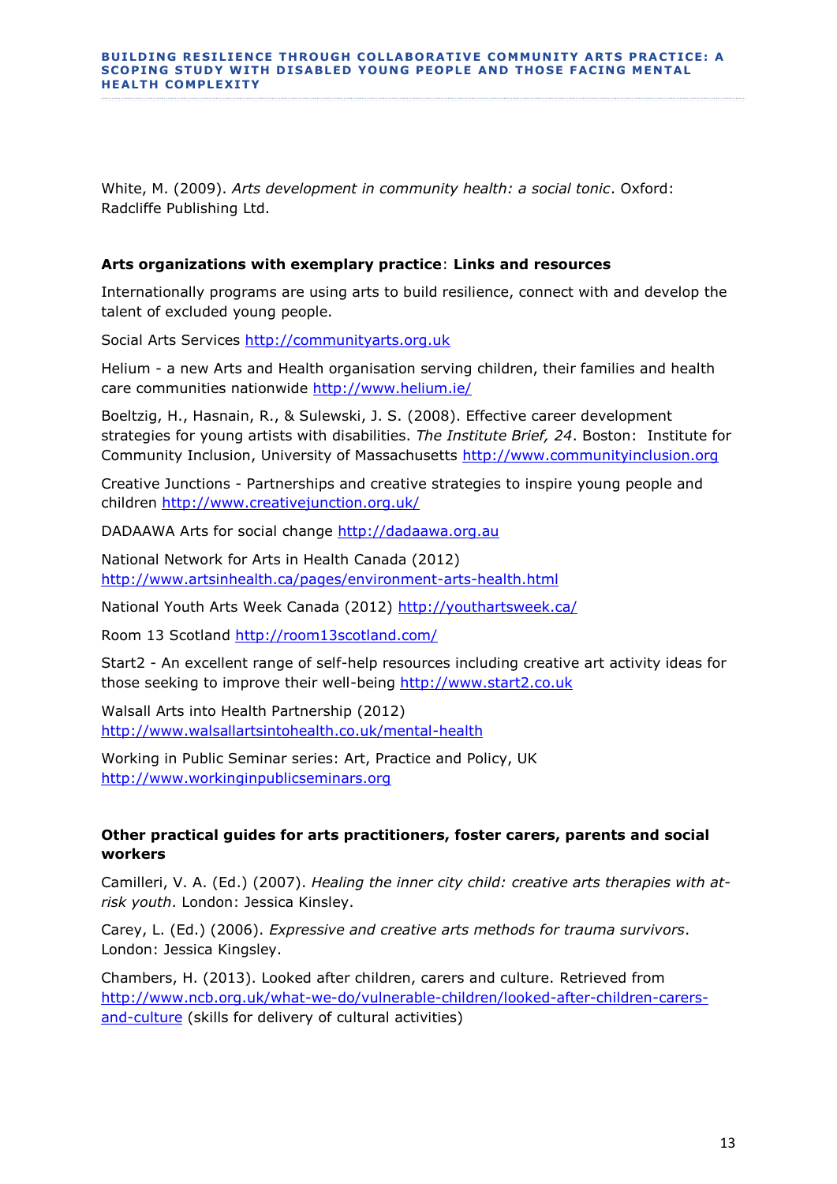White, M. (2009). *Arts development in community health: a social tonic*. Oxford: Radcliffe Publishing Ltd.

### Arts organizations with exemplary practice: Links and resources

Internationally programs are using arts to build resilience, connect with and develop the talent of excluded young people.

Social Arts Services http://communityarts.org.uk

Helium - a new Arts and Health organisation serving children, their families and health care communities nationwide http://www.helium.ie/

Boeltzig, H., Hasnain, R., & Sulewski, J. S. (2008). Effective career development strategies for young artists with disabilities. *The Institute Brief, 24*. Boston: Institute for Community Inclusion, University of Massachusetts http://www.communityinclusion.org

Creative Junctions - Partnerships and creative strategies to inspire young people and children http://www.creativejunction.org.uk/

DADAAWA Arts for social change http://dadaawa.org.au

National Network for Arts in Health Canada (2012) http://www.artsinhealth.ca/pages/environment-arts-health.html

National Youth Arts Week Canada (2012) http://youthartsweek.ca/

Room 13 Scotland http://room13scotland.com/

Start2 - An excellent range of self-help resources including creative art activity ideas for those seeking to improve their well-being http://www.start2.co.uk

Walsall Arts into Health Partnership (2012) http://www.walsallartsintohealth.co.uk/mental-health

Working in Public Seminar series: Art, Practice and Policy, UK http://www.workinginpublicseminars.org

### Other practical guides for arts practitioners, foster carers, parents and social workers

Camilleri, V. A. (Ed.) (2007). *Healing the inner city child: creative arts therapies with at-risk youth*. London: Jessica Kinsley.

Carey, L. (Ed.) (2006). *Expressive and creative arts methods for trauma survivors*. London: Jessica Kingsley.

Chambers, H. (2013). Looked after children, carers and culture. Retrieved from http://www.ncb.org.uk/what-we-do/vulnerable-children/looked-after-children-carers-and-culture (skills for delivery of cultural activities)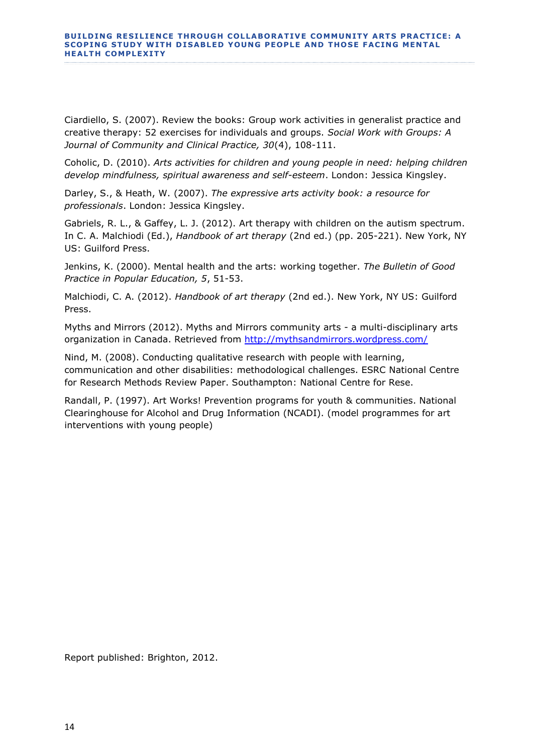Ciardiello, S. (2007). Review the books: Group work activities in generalist practice and creative therapy: 52 exercises for individuals and groups. *Social Work with Groups: A Journal of Community and Clinical Practice, 30*(4), 108-111.

Coholic, D. (2010). *Arts activities for children and young people in need: helping children develop mindfulness, spiritual awareness and self-esteem*. London: Jessica Kingsley.

Darley, S., & Heath, W. (2007). *The expressive arts activity book: a resource for professionals*. London: Jessica Kingsley.

Gabriels, R. L., & Gaffey, L. J. (2012). Art therapy with children on the autism spectrum. In C. A. Malchiodi (Ed.), *Handbook of art therapy* (2nd ed.) (pp. 205-221). New York, NY US: Guilford Press.

Jenkins, K. (2000). Mental health and the arts: working together. *The Bulletin of Good Practice in Popular Education, 5*, 51-53.

Malchiodi, C. A. (2012). *Handbook of art therapy* (2nd ed.). New York, NY US: Guilford Press.

Myths and Mirrors (2012). Myths and Mirrors community arts - a multi-disciplinary arts organization in Canada. Retrieved from http://mythsandmirrors.wordpress.com/

Nind, M. (2008). Conducting qualitative research with people with learning, communication and other disabilities: methodological challenges. ESRC National Centre for Research Methods Review Paper. Southampton: National Centre for Rese.

Randall, P. (1997). Art Works! Prevention programs for youth & communities. National Clearinghouse for Alcohol and Drug Information (NCADI). (model programmes for art interventions with young people)

Report published: Brighton, 2012.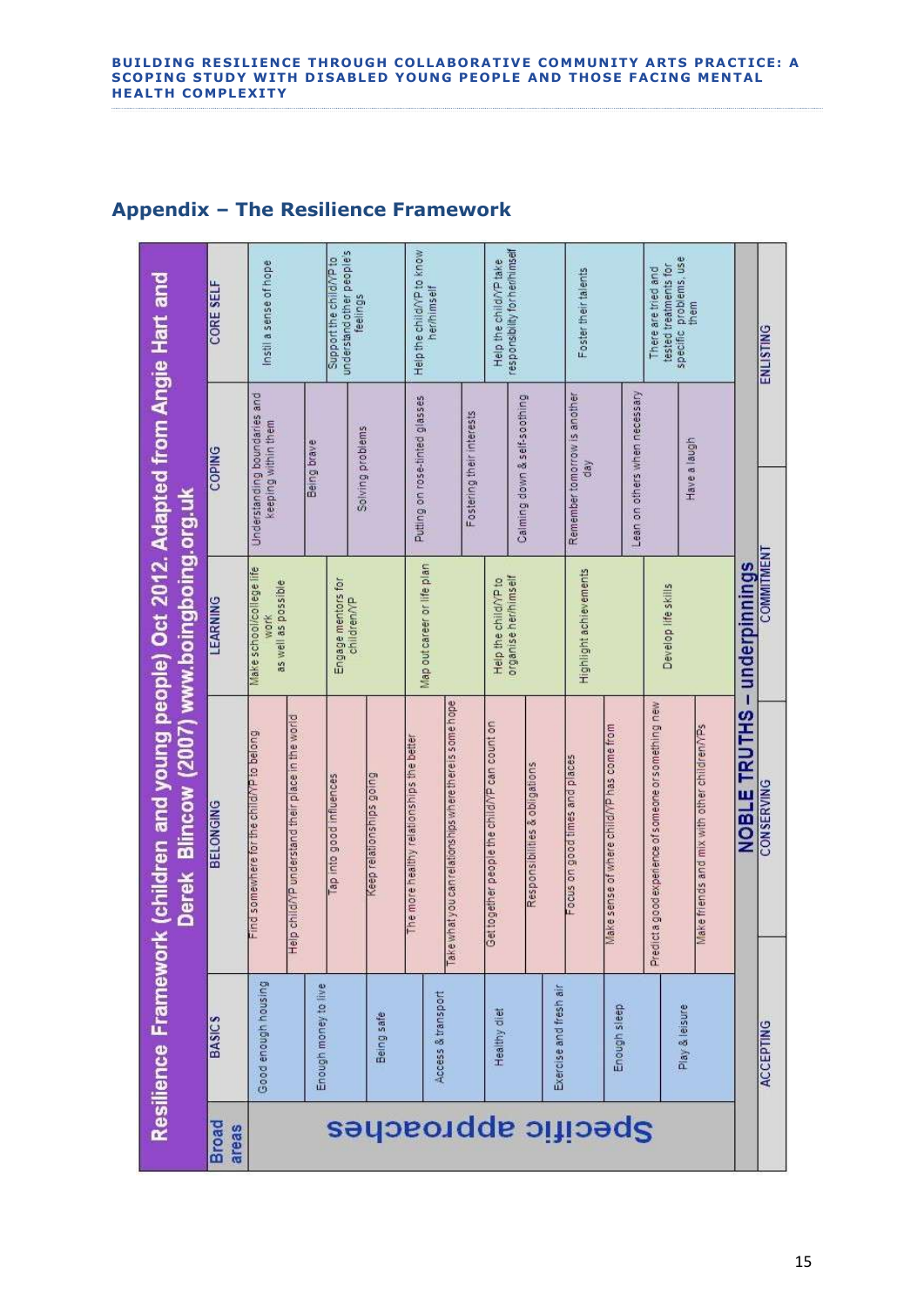## Appendix – The Resilience Framework

**Resilience Framework (children and young people) Oct 2012. Adapted from Angie Hart and Derek Blincow (2007) www.boingboing.org.uk**

| Broad areas | BASICS | BELONGING | LEARNING | COPING | CORE SELF |
|---|---|---|---|---|---|
| Specific approaches | Good enough housing | Find somewhere for the child/YP to belong | Make school/college life work as well as possible | Understanding boundaries and keeping within them | Instil a sense of hope |
| | Enough money to live | Help child/YP understand their place in the world | Engage mentors for children/YP | Being brave | Support the child/YP to understand other people's feelings |
| | Being safe | Tap into good influences | Map out career or life plan | Solving problems | Help the child/YP to know her/himself |
| | Access & transport | Keep relationships going | Help the child/YP to organise her/himself | Putting on rose-tinted glasses | Help the child/YP take responsibility for her/himself |
| | Healthy diet | The more healthy relationships the better | Highlight achievements | Fostering their interests | Foster their talents |
| | Exercise and fresh air | Take what you can from relationships where there is some hope | Develop life skills | Calming down & self-soothing | There are tried and tested treatments for specific problems, use them |
| | Enough sleep | Get together people the child/YP can count on | | Remember tomorrow is another day | |
| | Play & leisure | Responsibilities & obligations | | Lean on others when necessary | |
| | | Focus on good times and places | | Have a laugh | |
| | | Make sense of where child/YP has come from | | | |
| | | Predict a good experience of someone or something new | | | |
| | | Make friends and mix with other children/YPs | | | |
| NOBLE TRUTHS – underpinnings | ACCEPTING | CONSERVING | COMMITMENT | | ENLISTING |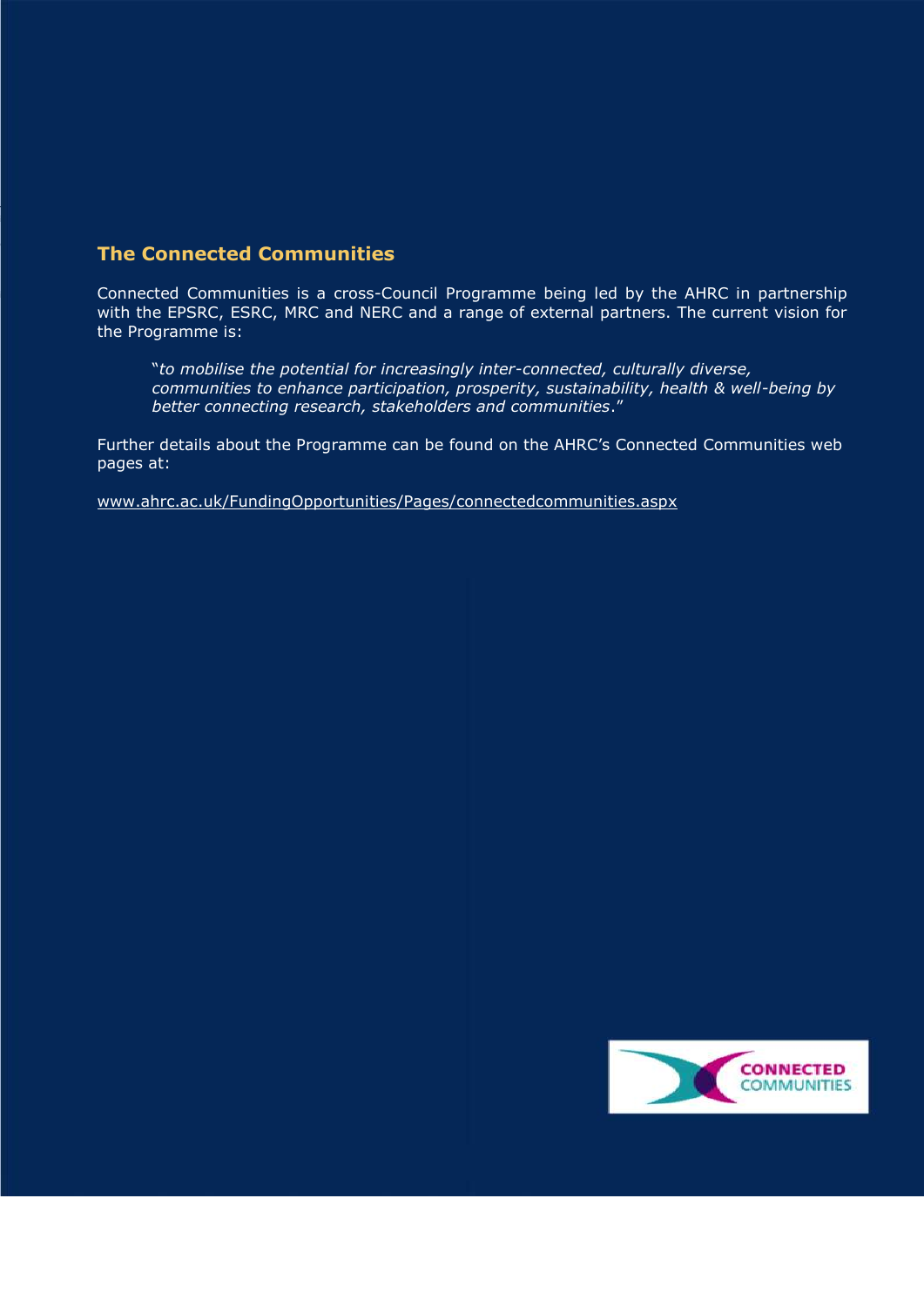## The Connected Communities

Connected Communities is a cross-Council Programme being led by the AHRC in partnership with the EPSRC, ESRC, MRC and NERC and a range of external partners. The current vision for the Programme is:

> "*to mobilise the potential for increasingly inter-connected, culturally diverse, communities to enhance participation, prosperity, sustainability, health & well-being by better connecting research, stakeholders and communities*."

Further details about the Programme can be found on the AHRC's Connected Communities web pages at:

www.ahrc.ac.uk/FundingOpportunities/Pages/connectedcommunities.aspx

CONNECTED COMMUNITIES